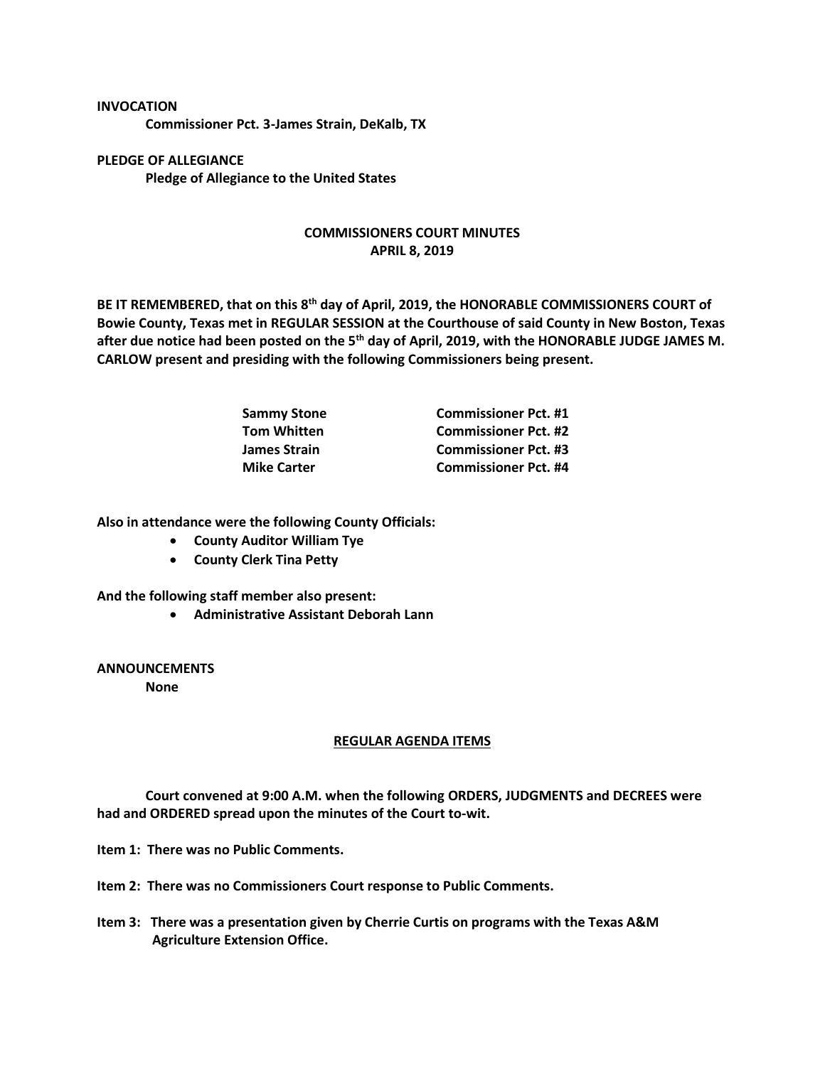**INVOCATION**

**Commissioner Pct. 3-James Strain, DeKalb, TX**

**PLEDGE OF ALLEGIANCE**

**Pledge of Allegiance to the United States**

## COMMISSIONERS COURT MINUTES
## APRIL 8, 2019

**BE IT REMEMBERED, that on this 8th day of April, 2019, the HONORABLE COMMISSIONERS COURT of Bowie County, Texas met in REGULAR SESSION at the Courthouse of said County in New Boston, Texas after due notice had been posted on the 5th day of April, 2019, with the HONORABLE JUDGE JAMES M. CARLOW present and presiding with the following Commissioners being present.**

| | |
|---|---|
| **Sammy Stone** | **Commissioner Pct. #1** |
| **Tom Whitten** | **Commissioner Pct. #2** |
| **James Strain** | **Commissioner Pct. #3** |
| **Mike Carter** | **Commissioner Pct. #4** |

**Also in attendance were the following County Officials:**

- **County Auditor William Tye**
- **County Clerk Tina Petty**

**And the following staff member also present:**

- **Administrative Assistant Deborah Lann**

**ANNOUNCEMENTS**

**None**

**REGULAR AGENDA ITEMS**

**Court convened at 9:00 A.M. when the following ORDERS, JUDGMENTS and DECREES were had and ORDERED spread upon the minutes of the Court to-wit.**

**Item 1: There was no Public Comments.**

**Item 2: There was no Commissioners Court response to Public Comments.**

**Item 3: There was a presentation given by Cherrie Curtis on programs with the Texas A&M Agriculture Extension Office.**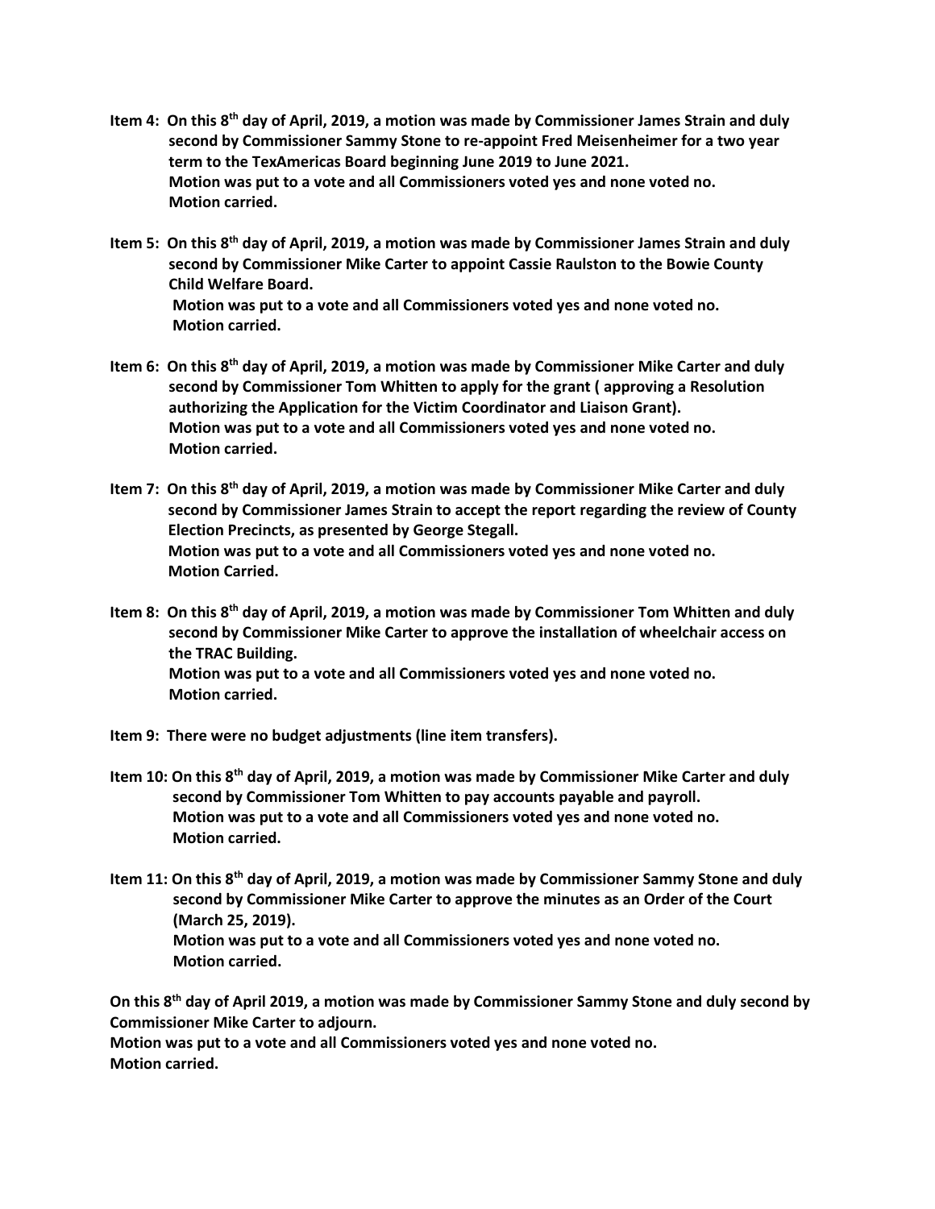**Item 4: On this 8th day of April, 2019, a motion was made by Commissioner James Strain and duly second by Commissioner Sammy Stone to re-appoint Fred Meisenheimer for a two year term to the TexAmericas Board beginning June 2019 to June 2021.**
**Motion was put to a vote and all Commissioners voted yes and none voted no.**
**Motion carried.**

**Item 5: On this 8th day of April, 2019, a motion was made by Commissioner James Strain and duly second by Commissioner Mike Carter to appoint Cassie Raulston to the Bowie County Child Welfare Board.**
**Motion was put to a vote and all Commissioners voted yes and none voted no.**
**Motion carried.**

**Item 6: On this 8th day of April, 2019, a motion was made by Commissioner Mike Carter and duly second by Commissioner Tom Whitten to apply for the grant ( approving a Resolution authorizing the Application for the Victim Coordinator and Liaison Grant).**
**Motion was put to a vote and all Commissioners voted yes and none voted no.**
**Motion carried.**

**Item 7: On this 8th day of April, 2019, a motion was made by Commissioner Mike Carter and duly second by Commissioner James Strain to accept the report regarding the review of County Election Precincts, as presented by George Stegall.**
**Motion was put to a vote and all Commissioners voted yes and none voted no.**
**Motion Carried.**

**Item 8: On this 8th day of April, 2019, a motion was made by Commissioner Tom Whitten and duly second by Commissioner Mike Carter to approve the installation of wheelchair access on the TRAC Building.**
**Motion was put to a vote and all Commissioners voted yes and none voted no.**
**Motion carried.**

**Item 9: There were no budget adjustments (line item transfers).**

**Item 10: On this 8th day of April, 2019, a motion was made by Commissioner Mike Carter and duly second by Commissioner Tom Whitten to pay accounts payable and payroll.**
**Motion was put to a vote and all Commissioners voted yes and none voted no.**
**Motion carried.**

**Item 11: On this 8th day of April, 2019, a motion was made by Commissioner Sammy Stone and duly second by Commissioner Mike Carter to approve the minutes as an Order of the Court (March 25, 2019).**
**Motion was put to a vote and all Commissioners voted yes and none voted no.**
**Motion carried.**

**On this 8th day of April 2019, a motion was made by Commissioner Sammy Stone and duly second by Commissioner Mike Carter to adjourn.**
**Motion was put to a vote and all Commissioners voted yes and none voted no.**
**Motion carried.**